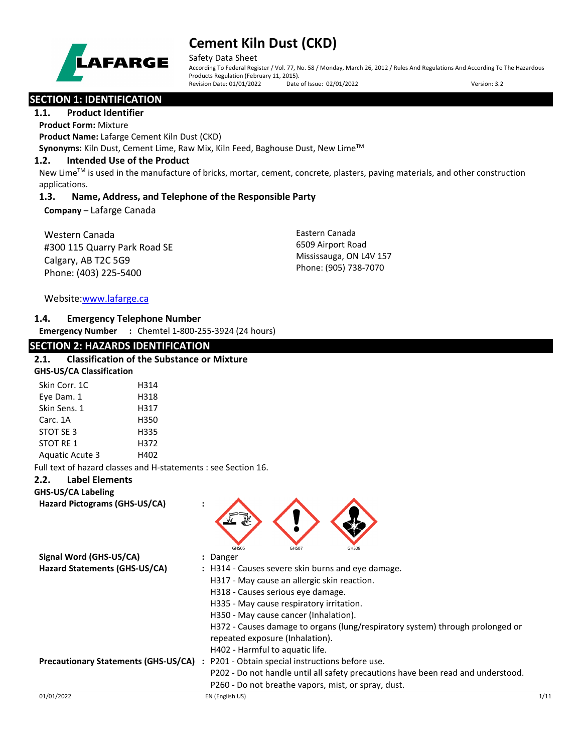# Cement Kiln Dust (CKD)

Safety Data Sheet

According To Federal Register / Vol. 77, No. 58 / Monday, March 26, 2012 / Rules And Regulations And According To The Hazardous Products Regulation (February 11, 2015).

Revision Date: 01/01/2022 Date of Issue: 02/01/2022 Version: 3.2

## SECTION 1: IDENTIFICATION

### 1.1. Product Identifier

**Product Form:** Mixture

**Product Name:** Lafarge Cement Kiln Dust (CKD)

**Synonyms:** Kiln Dust, Cement Lime, Raw Mix, Kiln Feed, Baghouse Dust, New Lime™

### 1.2. Intended Use of the Product

New Lime™ is used in the manufacture of bricks, mortar, cement, concrete, plasters, paving materials, and other construction applications.

### 1.3. Name, Address, and Telephone of the Responsible Party

**Company** – Lafarge Canada

Western Canada
#300 115 Quarry Park Road SE
Calgary, AB T2C 5G9
Phone: (403) 225-5400

Eastern Canada
6509 Airport Road
Missisauga, ON L4V 157
Phone: (905) 738-7070

Website:www.lafarge.ca

### 1.4. Emergency Telephone Number

**Emergency Number** : Chemtel 1-800-255-3924 (24 hours)

## SECTION 2: HAZARDS IDENTIFICATION

### 2.1. Classification of the Substance or Mixture

**GHS-US/CA Classification**

| | |
|---|---|
| Skin Corr. 1C | H314 |
| Eye Dam. 1 | H318 |
| Skin Sens. 1 | H317 |
| Carc. 1A | H350 |
| STOT SE 3 | H335 |
| STOT RE 1 | H372 |
| Aquatic Acute 3 | H402 |

Full text of hazard classes and H-statements : see Section 16.

### 2.2. Label Elements

**GHS-US/CA Labeling**

**Hazard Pictograms (GHS-US/CA)** :

GHS05 GHS07 GHS08

**Signal Word (GHS-US/CA)** : Danger

**Hazard Statements (GHS-US/CA)** : H314 - Causes severe skin burns and eye damage.
H317 - May cause an allergic skin reaction.
H318 - Causes serious eye damage.
H335 - May cause respiratory irritation.
H350 - May cause cancer (Inhalation).
H372 - Causes damage to organs (lung/respiratory system) through prolonged or repeated exposure (Inhalation).
H402 - Harmful to aquatic life.

**Precautionary Statements (GHS-US/CA)** : P201 - Obtain special instructions before use.
P202 - Do not handle until all safety precautions have been read and understood.
P260 - Do not breathe vapors, mist, or spray, dust.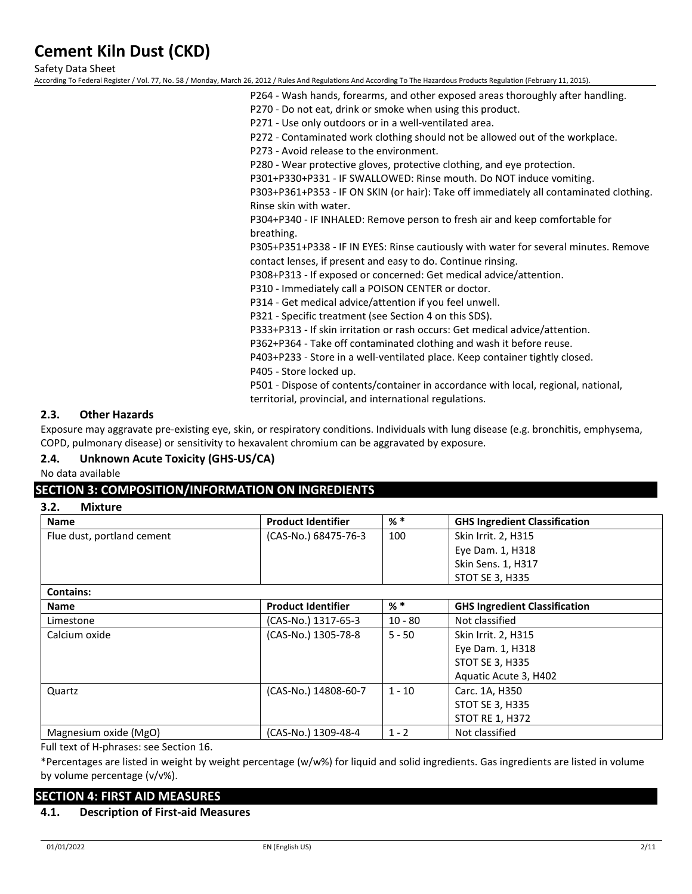P264 - Wash hands, forearms, and other exposed areas thoroughly after handling.
P270 - Do not eat, drink or smoke when using this product.
P271 - Use only outdoors or in a well-ventilated area.
P272 - Contaminated work clothing should not be allowed out of the workplace.
P273 - Avoid release to the environment.
P280 - Wear protective gloves, protective clothing, and eye protection.
P301+P330+P331 - IF SWALLOWED: Rinse mouth. Do NOT induce vomiting.
P303+P361+P353 - IF ON SKIN (or hair): Take off immediately all contaminated clothing. Rinse skin with water.
P304+P340 - IF INHALED: Remove person to fresh air and keep comfortable for breathing.
P305+P351+P338 - IF IN EYES: Rinse cautiously with water for several minutes. Remove contact lenses, if present and easy to do. Continue rinsing.
P308+P313 - If exposed or concerned: Get medical advice/attention.
P310 - Immediately call a POISON CENTER or doctor.
P314 - Get medical advice/attention if you feel unwell.
P321 - Specific treatment (see Section 4 on this SDS).
P333+P313 - If skin irritation or rash occurs: Get medical advice/attention.
P362+P364 - Take off contaminated clothing and wash it before reuse.
P403+P233 - Store in a well-ventilated place. Keep container tightly closed.
P405 - Store locked up.
P501 - Dispose of contents/container in accordance with local, regional, national, territorial, provincial, and international regulations.

### 2.3. Other Hazards

Exposure may aggravate pre-existing eye, skin, or respiratory conditions. Individuals with lung disease (e.g. bronchitis, emphysema, COPD, pulmonary disease) or sensitivity to hexavalent chromium can be aggravated by exposure.

### 2.4. Unknown Acute Toxicity (GHS-US/CA)

No data available

## SECTION 3: COMPOSITION/INFORMATION ON INGREDIENTS

### 3.2. Mixture

| Name | Product Identifier | % * | GHS Ingredient Classification |
|---|---|---|---|
| Flue dust, portland cement | (CAS-No.) 68475-76-3 | 100 | Skin Irrit. 2, H315<br>Eye Dam. 1, H318<br>Skin Sens. 1, H317<br>STOT SE 3, H335 |
| **Contains:** | | | |
| **Name** | **Product Identifier** | **% *** | **GHS Ingredient Classification** |
| Limestone | (CAS-No.) 1317-65-3 | 10 - 80 | Not classified |
| Calcium oxide | (CAS-No.) 1305-78-8 | 5 - 50 | Skin Irrit. 2, H315<br>Eye Dam. 1, H318<br>STOT SE 3, H335<br>Aquatic Acute 3, H402 |
| Quartz | (CAS-No.) 14808-60-7 | 1 - 10 | Carc. 1A, H350<br>STOT SE 3, H335<br>STOT RE 1, H372 |
| Magnesium oxide (MgO) | (CAS-No.) 1309-48-4 | 1 - 2 | Not classified |

Full text of H-phrases: see Section 16.

*Percentages are listed in weight by weight percentage (w/w%) for liquid and solid ingredients. Gas ingredients are listed in volume by volume percentage (v/v%).

## SECTION 4: FIRST AID MEASURES

### 4.1. Description of First-aid Measures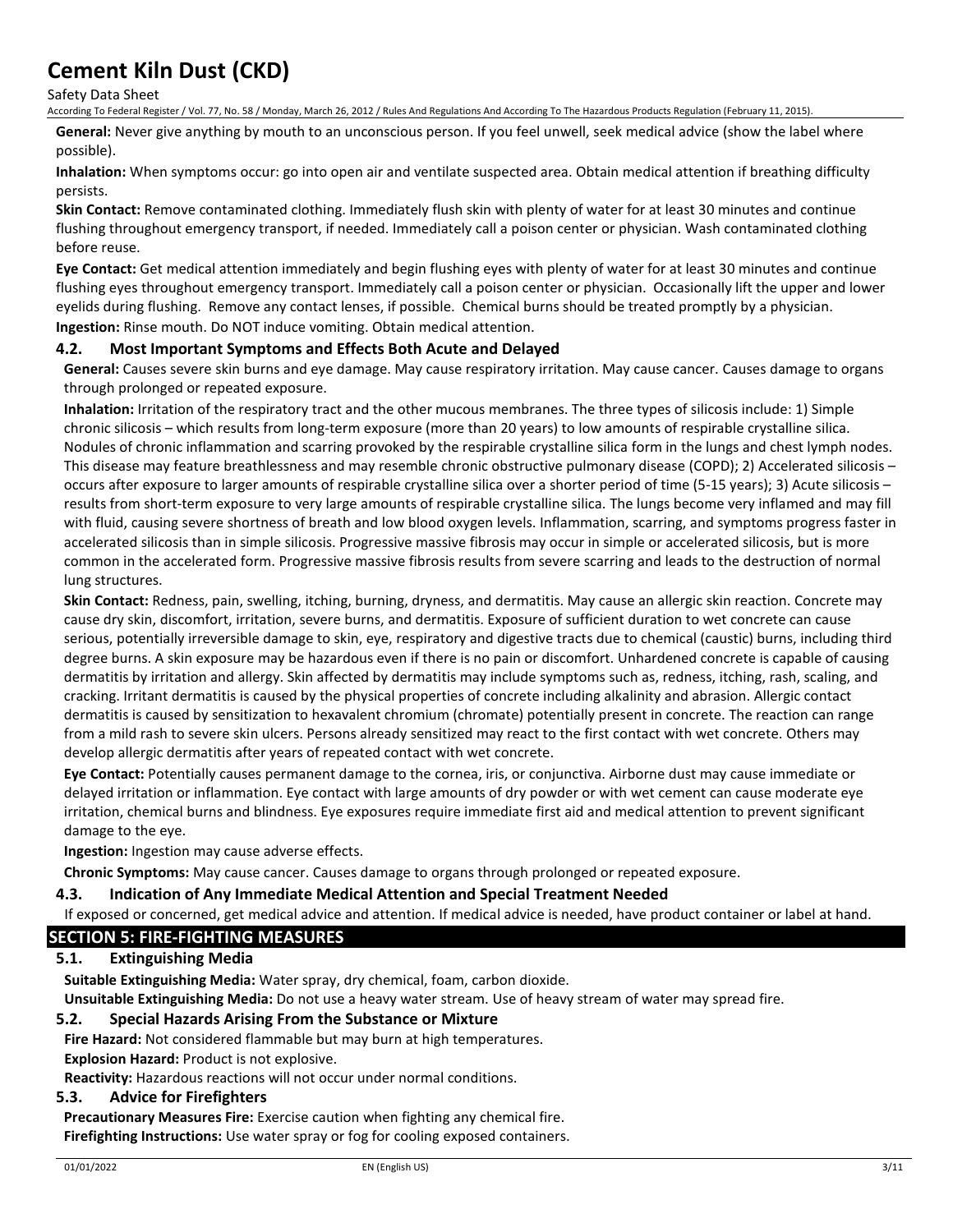**General:** Never give anything by mouth to an unconscious person. If you feel unwell, seek medical advice (show the label where possible).

**Inhalation:** When symptoms occur: go into open air and ventilate suspected area. Obtain medical attention if breathing difficulty persists.

**Skin Contact:** Remove contaminated clothing. Immediately flush skin with plenty of water for at least 30 minutes and continue flushing throughout emergency transport, if needed. Immediately call a poison center or physician. Wash contaminated clothing before reuse.

**Eye Contact:** Get medical attention immediately and begin flushing eyes with plenty of water for at least 30 minutes and continue flushing eyes throughout emergency transport. Immediately call a poison center or physician. Occasionally lift the upper and lower eyelids during flushing. Remove any contact lenses, if possible. Chemical burns should be treated promptly by a physician.

**Ingestion:** Rinse mouth. Do NOT induce vomiting. Obtain medical attention.

### 4.2. Most Important Symptoms and Effects Both Acute and Delayed

**General:** Causes severe skin burns and eye damage. May cause respiratory irritation. May cause cancer. Causes damage to organs through prolonged or repeated exposure.

**Inhalation:** Irritation of the respiratory tract and the other mucous membranes. The three types of silicosis include: 1) Simple chronic silicosis – which results from long-term exposure (more than 20 years) to low amounts of respirable crystalline silica. Nodules of chronic inflammation and scarring provoked by the respirable crystalline silica form in the lungs and chest lymph nodes. This disease may feature breathlessness and may resemble chronic obstructive pulmonary disease (COPD); 2) Accelerated silicosis – occurs after exposure to larger amounts of respirable crystalline silica over a shorter period of time (5-15 years); 3) Acute silicosis – results from short-term exposure to very large amounts of respirable crystalline silica. The lungs become very inflamed and may fill with fluid, causing severe shortness of breath and low blood oxygen levels. Inflammation, scarring, and symptoms progress faster in accelerated silicosis than in simple silicosis. Progressive massive fibrosis may occur in simple or accelerated silicosis, but is more common in the accelerated form. Progressive massive fibrosis results from severe scarring and leads to the destruction of normal lung structures.

**Skin Contact:** Redness, pain, swelling, itching, burning, dryness, and dermatitis. May cause an allergic skin reaction. Concrete may cause dry skin, discomfort, irritation, severe burns, and dermatitis. Exposure of sufficient duration to wet concrete can cause serious, potentially irreversible damage to skin, eye, respiratory and digestive tracts due to chemical (caustic) burns, including third degree burns. A skin exposure may be hazardous even if there is no pain or discomfort. Unhardened concrete is capable of causing dermatitis by irritation and allergy. Skin affected by dermatitis may include symptoms such as, redness, itching, rash, scaling, and cracking. Irritant dermatitis is caused by the physical properties of concrete including alkalinity and abrasion. Allergic contact dermatitis is caused by sensitization to hexavalent chromium (chromate) potentially present in concrete. The reaction can range from a mild rash to severe skin ulcers. Persons already sensitized may react to the first contact with wet concrete. Others may develop allergic dermatitis after years of repeated contact with wet concrete.

**Eye Contact:** Potentially causes permanent damage to the cornea, iris, or conjunctiva. Airborne dust may cause immediate or delayed irritation or inflammation. Eye contact with large amounts of dry powder or with wet cement can cause moderate eye irritation, chemical burns and blindness. Eye exposures require immediate first aid and medical attention to prevent significant damage to the eye.

**Ingestion:** Ingestion may cause adverse effects.

**Chronic Symptoms:** May cause cancer. Causes damage to organs through prolonged or repeated exposure.

### 4.3. Indication of Any Immediate Medical Attention and Special Treatment Needed

If exposed or concerned, get medical advice and attention. If medical advice is needed, have product container or label at hand.

## SECTION 5: FIRE-FIGHTING MEASURES

### 5.1. Extinguishing Media

**Suitable Extinguishing Media:** Water spray, dry chemical, foam, carbon dioxide.

**Unsuitable Extinguishing Media:** Do not use a heavy water stream. Use of heavy stream of water may spread fire.

### 5.2. Special Hazards Arising From the Substance or Mixture

**Fire Hazard:** Not considered flammable but may burn at high temperatures.

**Explosion Hazard:** Product is not explosive.

**Reactivity:** Hazardous reactions will not occur under normal conditions.

### 5.3. Advice for Firefighters

**Precautionary Measures Fire:** Exercise caution when fighting any chemical fire.

**Firefighting Instructions:** Use water spray or fog for cooling exposed containers.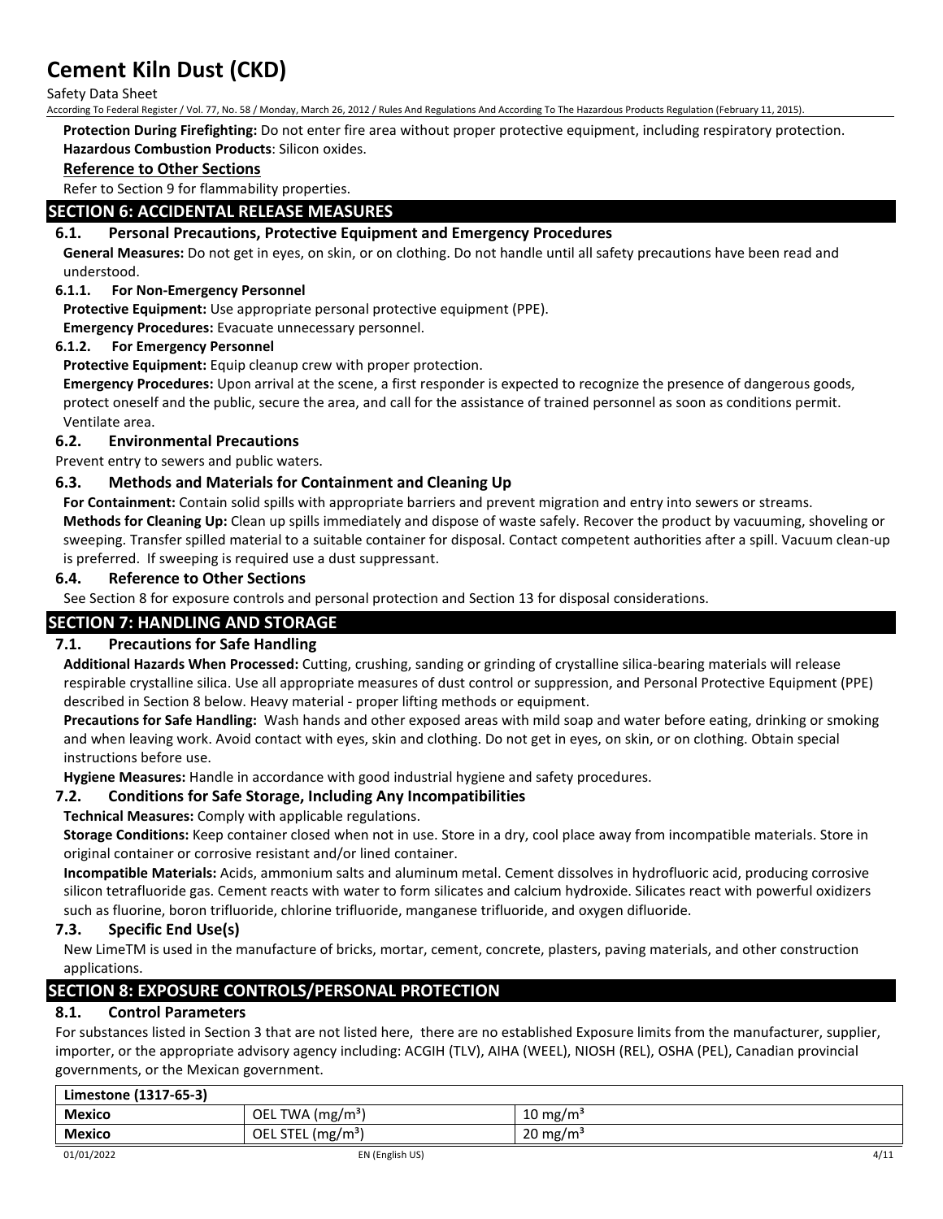**Protection During Firefighting:** Do not enter fire area without proper protective equipment, including respiratory protection.
**Hazardous Combustion Products**: Silicon oxides.

**Reference to Other Sections**

Refer to Section 9 for flammability properties.

## SECTION 6: ACCIDENTAL RELEASE MEASURES

### 6.1. Personal Precautions, Protective Equipment and Emergency Procedures

**General Measures:** Do not get in eyes, on skin, or on clothing. Do not handle until all safety precautions have been read and understood.

#### 6.1.1. For Non-Emergency Personnel

**Protective Equipment:** Use appropriate personal protective equipment (PPE).
**Emergency Procedures:** Evacuate unnecessary personnel.

#### 6.1.2. For Emergency Personnel

**Protective Equipment:** Equip cleanup crew with proper protection.
**Emergency Procedures:** Upon arrival at the scene, a first responder is expected to recognize the presence of dangerous goods, protect oneself and the public, secure the area, and call for the assistance of trained personnel as soon as conditions permit. Ventilate area.

### 6.2. Environmental Precautions

Prevent entry to sewers and public waters.

### 6.3. Methods and Materials for Containment and Cleaning Up

**For Containment:** Contain solid spills with appropriate barriers and prevent migration and entry into sewers or streams.
**Methods for Cleaning Up:** Clean up spills immediately and dispose of waste safely. Recover the product by vacuuming, shoveling or sweeping. Transfer spilled material to a suitable container for disposal. Contact competent authorities after a spill. Vacuum clean-up is preferred. If sweeping is required use a dust suppressant.

### 6.4. Reference to Other Sections

See Section 8 for exposure controls and personal protection and Section 13 for disposal considerations.

## SECTION 7: HANDLING AND STORAGE

### 7.1. Precautions for Safe Handling

**Additional Hazards When Processed:** Cutting, crushing, sanding or grinding of crystalline silica-bearing materials will release respirable crystalline silica. Use all appropriate measures of dust control or suppression, and Personal Protective Equipment (PPE) described in Section 8 below. Heavy material - proper lifting methods or equipment.
**Precautions for Safe Handling:** Wash hands and other exposed areas with mild soap and water before eating, drinking or smoking and when leaving work. Avoid contact with eyes, skin and clothing. Do not get in eyes, on skin, or on clothing. Obtain special instructions before use.
**Hygiene Measures:** Handle in accordance with good industrial hygiene and safety procedures.

### 7.2. Conditions for Safe Storage, Including Any Incompatibilities

**Technical Measures:** Comply with applicable regulations.
**Storage Conditions:** Keep container closed when not in use. Store in a dry, cool place away from incompatible materials. Store in original container or corrosive resistant and/or lined container.
**Incompatible Materials:** Acids, ammonium salts and aluminum metal. Cement dissolves in hydrofluoric acid, producing corrosive silicon tetrafluoride gas. Cement reacts with water to form silicates and calcium hydroxide. Silicates react with powerful oxidizers such as fluorine, boron trifluoride, chlorine trifluoride, manganese trifluoride, and oxygen difluoride.

### 7.3. Specific End Use(s)

New LimeTM is used in the manufacture of bricks, mortar, cement, concrete, plasters, paving materials, and other construction applications.

## SECTION 8: EXPOSURE CONTROLS/PERSONAL PROTECTION

### 8.1. Control Parameters

For substances listed in Section 3 that are not listed here, there are no established Exposure limits from the manufacturer, supplier, importer, or the appropriate advisory agency including: ACGIH (TLV), AIHA (WEEL), NIOSH (REL), OSHA (PEL), Canadian provincial governments, or the Mexican government.

| Limestone (1317-65-3) | | |
|---|---|---|
| **Mexico** | OEL TWA (mg/m³) | 10 mg/m³ |
| **Mexico** | OEL STEL (mg/m³) | 20 mg/m³ |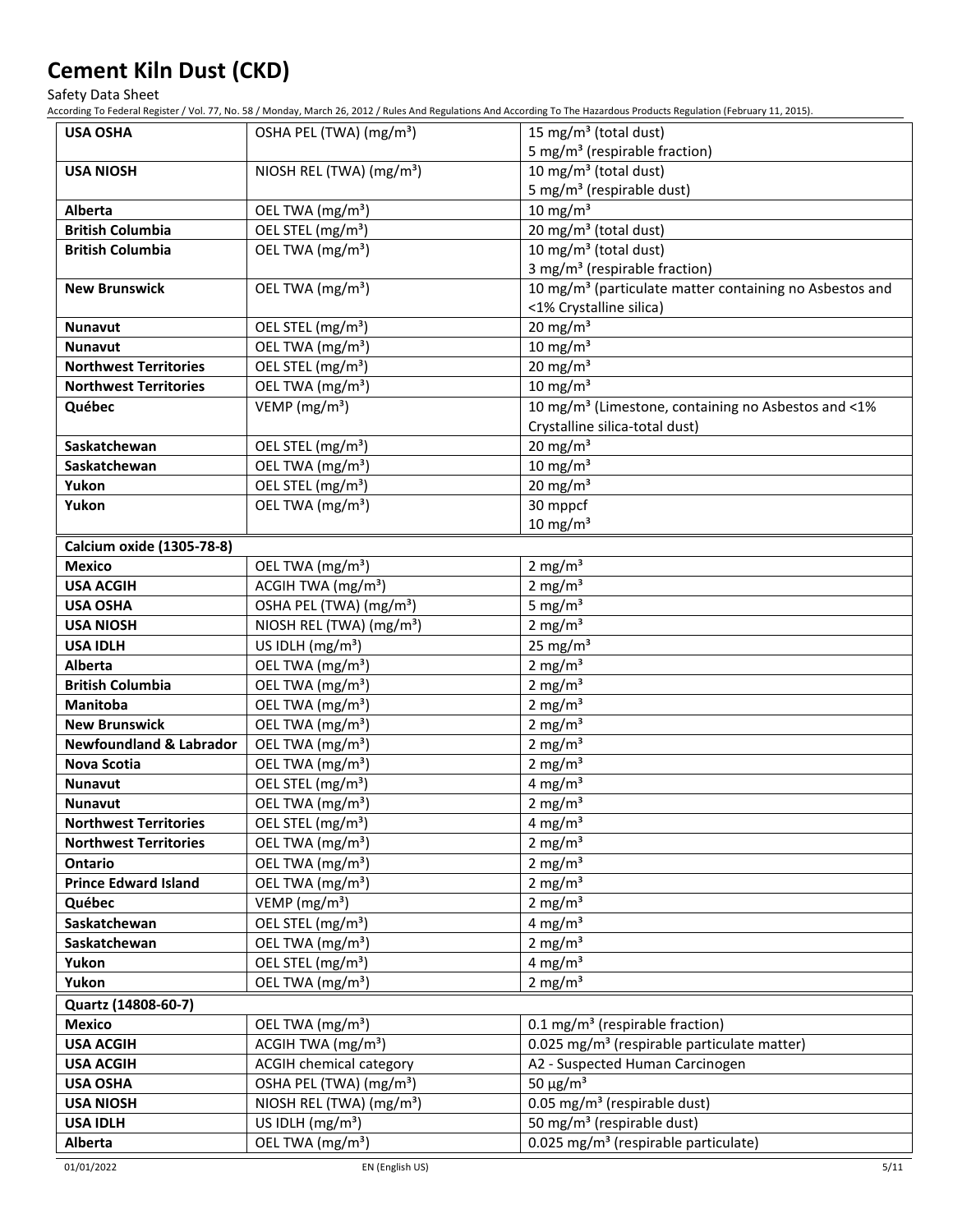| | | |
|---|---|---|
| **USA OSHA** | OSHA PEL (TWA) (mg/m³) | 15 mg/m³ (total dust)<br>5 mg/m³ (respirable fraction) |
| **USA NIOSH** | NIOSH REL (TWA) (mg/m³) | 10 mg/m³ (total dust)<br>5 mg/m³ (respirable dust) |
| **Alberta** | OEL TWA (mg/m³) | 10 mg/m³ |
| **British Columbia** | OEL STEL (mg/m³) | 20 mg/m³ (total dust) |
| **British Columbia** | OEL TWA (mg/m³) | 10 mg/m³ (total dust)<br>3 mg/m³ (respirable fraction) |
| **New Brunswick** | OEL TWA (mg/m³) | 10 mg/m³ (particulate matter containing no Asbestos and <1% Crystalline silica) |
| **Nunavut** | OEL STEL (mg/m³) | 20 mg/m³ |
| **Nunavut** | OEL TWA (mg/m³) | 10 mg/m³ |
| **Northwest Territories** | OEL STEL (mg/m³) | 20 mg/m³ |
| **Northwest Territories** | OEL TWA (mg/m³) | 10 mg/m³ |
| **Québec** | VEMP (mg/m³) | 10 mg/m³ (Limestone, containing no Asbestos and <1% Crystalline silica-total dust) |
| **Saskatchewan** | OEL STEL (mg/m³) | 20 mg/m³ |
| **Saskatchewan** | OEL TWA (mg/m³) | 10 mg/m³ |
| **Yukon** | OEL STEL (mg/m³) | 20 mg/m³ |
| **Yukon** | OEL TWA (mg/m³) | 30 mppcf<br>10 mg/m³ |
| **Calcium oxide (1305-78-8)** | | |
| **Mexico** | OEL TWA (mg/m³) | 2 mg/m³ |
| **USA ACGIH** | ACGIH TWA (mg/m³) | 2 mg/m³ |
| **USA OSHA** | OSHA PEL (TWA) (mg/m³) | 5 mg/m³ |
| **USA NIOSH** | NIOSH REL (TWA) (mg/m³) | 2 mg/m³ |
| **USA IDLH** | US IDLH (mg/m³) | 25 mg/m³ |
| **Alberta** | OEL TWA (mg/m³) | 2 mg/m³ |
| **British Columbia** | OEL TWA (mg/m³) | 2 mg/m³ |
| **Manitoba** | OEL TWA (mg/m³) | 2 mg/m³ |
| **New Brunswick** | OEL TWA (mg/m³) | 2 mg/m³ |
| **Newfoundland & Labrador** | OEL TWA (mg/m³) | 2 mg/m³ |
| **Nova Scotia** | OEL TWA (mg/m³) | 2 mg/m³ |
| **Nunavut** | OEL STEL (mg/m³) | 4 mg/m³ |
| **Nunavut** | OEL TWA (mg/m³) | 2 mg/m³ |
| **Northwest Territories** | OEL STEL (mg/m³) | 4 mg/m³ |
| **Northwest Territories** | OEL TWA (mg/m³) | 2 mg/m³ |
| **Ontario** | OEL TWA (mg/m³) | 2 mg/m³ |
| **Prince Edward Island** | OEL TWA (mg/m³) | 2 mg/m³ |
| **Québec** | VEMP (mg/m³) | 2 mg/m³ |
| **Saskatchewan** | OEL STEL (mg/m³) | 4 mg/m³ |
| **Saskatchewan** | OEL TWA (mg/m³) | 2 mg/m³ |
| **Yukon** | OEL STEL (mg/m³) | 4 mg/m³ |
| **Yukon** | OEL TWA (mg/m³) | 2 mg/m³ |
| **Quartz (14808-60-7)** | | |
| **Mexico** | OEL TWA (mg/m³) | 0.1 mg/m³ (respirable fraction) |
| **USA ACGIH** | ACGIH TWA (mg/m³) | 0.025 mg/m³ (respirable particulate matter) |
| **USA ACGIH** | ACGIH chemical category | A2 - Suspected Human Carcinogen |
| **USA OSHA** | OSHA PEL (TWA) (mg/m³) | 50 µg/m³ |
| **USA NIOSH** | NIOSH REL (TWA) (mg/m³) | 0.05 mg/m³ (respirable dust) |
| **USA IDLH** | US IDLH (mg/m³) | 50 mg/m³ (respirable dust) |
| **Alberta** | OEL TWA (mg/m³) | 0.025 mg/m³ (respirable particulate) |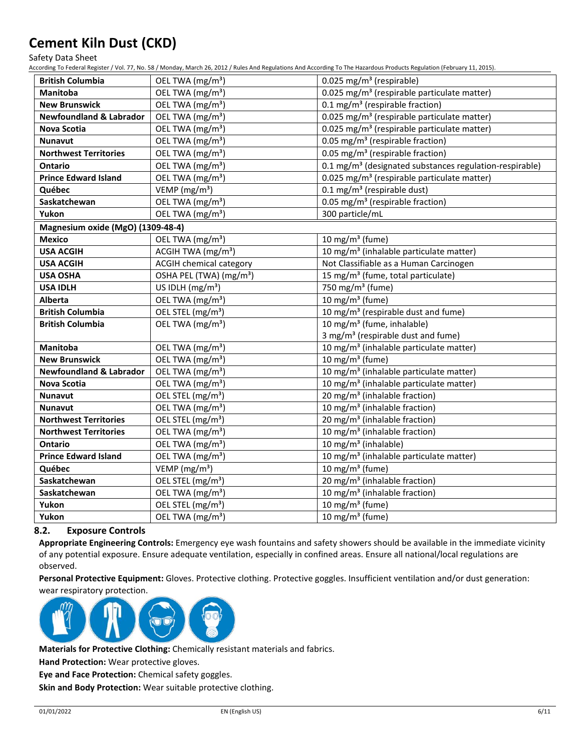| British Columbia | OEL TWA (mg/m³) | 0.025 mg/m³ (respirable) |
|---|---|---|
| Manitoba | OEL TWA (mg/m³) | 0.025 mg/m³ (respirable particulate matter) |
| New Brunswick | OEL TWA (mg/m³) | 0.1 mg/m³ (respirable fraction) |
| Newfoundland & Labrador | OEL TWA (mg/m³) | 0.025 mg/m³ (respirable particulate matter) |
| Nova Scotia | OEL TWA (mg/m³) | 0.025 mg/m³ (respirable particulate matter) |
| Nunavut | OEL TWA (mg/m³) | 0.05 mg/m³ (respirable fraction) |
| Northwest Territories | OEL TWA (mg/m³) | 0.05 mg/m³ (respirable fraction) |
| Ontario | OEL TWA (mg/m³) | 0.1 mg/m³ (designated substances regulation-respirable) |
| Prince Edward Island | OEL TWA (mg/m³) | 0.025 mg/m³ (respirable particulate matter) |
| Québec | VEMP (mg/m³) | 0.1 mg/m³ (respirable dust) |
| Saskatchewan | OEL TWA (mg/m³) | 0.05 mg/m³ (respirable fraction) |
| Yukon | OEL TWA (mg/m³) | 300 particle/mL |
| **Magnesium oxide (MgO) (1309-48-4)** | | |
| Mexico | OEL TWA (mg/m³) | 10 mg/m³ (fume) |
| USA ACGIH | ACGIH TWA (mg/m³) | 10 mg/m³ (inhalable particulate matter) |
| USA ACGIH | ACGIH chemical category | Not Classifiable as a Human Carcinogen |
| USA OSHA | OSHA PEL (TWA) (mg/m³) | 15 mg/m³ (fume, total particulate) |
| USA IDLH | US IDLH (mg/m³) | 750 mg/m³ (fume) |
| Alberta | OEL TWA (mg/m³) | 10 mg/m³ (fume) |
| British Columbia | OEL STEL (mg/m³) | 10 mg/m³ (respirable dust and fume) |
| British Columbia | OEL TWA (mg/m³) | 10 mg/m³ (fume, inhalable)<br>3 mg/m³ (respirable dust and fume) |
| Manitoba | OEL TWA (mg/m³) | 10 mg/m³ (inhalable particulate matter) |
| New Brunswick | OEL TWA (mg/m³) | 10 mg/m³ (fume) |
| Newfoundland & Labrador | OEL TWA (mg/m³) | 10 mg/m³ (inhalable particulate matter) |
| Nova Scotia | OEL TWA (mg/m³) | 10 mg/m³ (inhalable particulate matter) |
| Nunavut | OEL STEL (mg/m³) | 20 mg/m³ (inhalable fraction) |
| Nunavut | OEL TWA (mg/m³) | 10 mg/m³ (inhalable fraction) |
| Northwest Territories | OEL STEL (mg/m³) | 20 mg/m³ (inhalable fraction) |
| Northwest Territories | OEL TWA (mg/m³) | 10 mg/m³ (inhalable fraction) |
| Ontario | OEL TWA (mg/m³) | 10 mg/m³ (inhalable) |
| Prince Edward Island | OEL TWA (mg/m³) | 10 mg/m³ (inhalable particulate matter) |
| Québec | VEMP (mg/m³) | 10 mg/m³ (fume) |
| Saskatchewan | OEL STEL (mg/m³) | 20 mg/m³ (inhalable fraction) |
| Saskatchewan | OEL TWA (mg/m³) | 10 mg/m³ (inhalable fraction) |
| Yukon | OEL STEL (mg/m³) | 10 mg/m³ (fume) |
| Yukon | OEL TWA (mg/m³) | 10 mg/m³ (fume) |

### 8.2. Exposure Controls

**Appropriate Engineering Controls:** Emergency eye wash fountains and safety showers should be available in the immediate vicinity of any potential exposure. Ensure adequate ventilation, especially in confined areas. Ensure all national/local regulations are observed.

**Personal Protective Equipment:** Gloves. Protective clothing. Protective goggles. Insufficient ventilation and/or dust generation: wear respiratory protection.

**Materials for Protective Clothing:** Chemically resistant materials and fabrics.

**Hand Protection:** Wear protective gloves.

**Eye and Face Protection:** Chemical safety goggles.

**Skin and Body Protection:** Wear suitable protective clothing.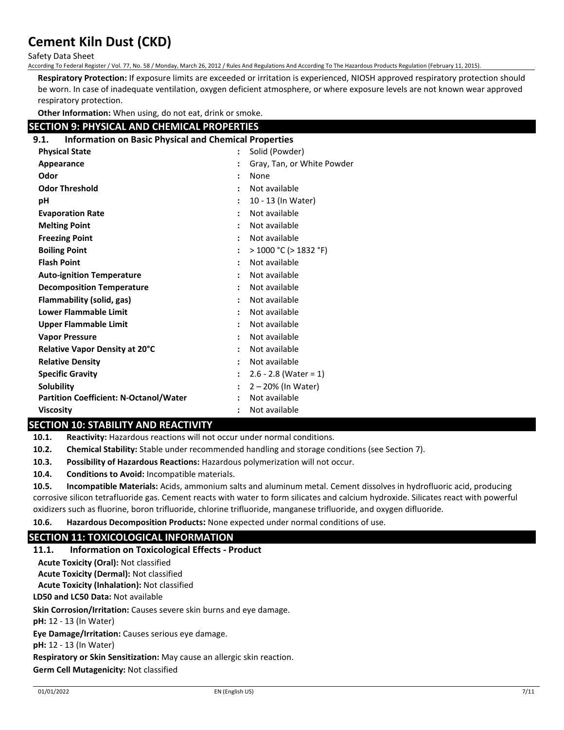**Respiratory Protection:** If exposure limits are exceeded or irritation is experienced, NIOSH approved respiratory protection should be worn. In case of inadequate ventilation, oxygen deficient atmosphere, or where exposure levels are not known wear approved respiratory protection.

**Other Information:** When using, do not eat, drink or smoke.

## SECTION 9: PHYSICAL AND CHEMICAL PROPERTIES

### 9.1. Information on Basic Physical and Chemical Properties

| Property | | Value |
|---|---|---|
| **Physical State** | : | Solid (Powder) |
| **Appearance** | : | Gray, Tan, or White Powder |
| **Odor** | : | None |
| **Odor Threshold** | : | Not available |
| **pH** | : | 10 - 13 (In Water) |
| **Evaporation Rate** | : | Not available |
| **Melting Point** | : | Not available |
| **Freezing Point** | : | Not available |
| **Boiling Point** | : | > 1000 °C (> 1832 °F) |
| **Flash Point** | : | Not available |
| **Auto-ignition Temperature** | : | Not available |
| **Decomposition Temperature** | : | Not available |
| **Flammability (solid, gas)** | : | Not available |
| **Lower Flammable Limit** | : | Not available |
| **Upper Flammable Limit** | : | Not available |
| **Vapor Pressure** | : | Not available |
| **Relative Vapor Density at 20°C** | : | Not available |
| **Relative Density** | : | Not available |
| **Specific Gravity** | : | 2.6 - 2.8 (Water = 1) |
| **Solubility** | : | 2 – 20% (In Water) |
| **Partition Coefficient: N-Octanol/Water** | : | Not available |
| **Viscosity** | : | Not available |

## SECTION 10: STABILITY AND REACTIVITY

**10.1. Reactivity:** Hazardous reactions will not occur under normal conditions.

**10.2. Chemical Stability:** Stable under recommended handling and storage conditions (see Section 7).

**10.3. Possibility of Hazardous Reactions:** Hazardous polymerization will not occur.

**10.4. Conditions to Avoid:** Incompatible materials.

**10.5. Incompatible Materials:** Acids, ammonium salts and aluminum metal. Cement dissolves in hydrofluoric acid, producing corrosive silicon tetrafluoride gas. Cement reacts with water to form silicates and calcium hydroxide. Silicates react with powerful oxidizers such as fluorine, boron trifluoride, chlorine trifluoride, manganese trifluoride, and oxygen difluoride.

**10.6. Hazardous Decomposition Products:** None expected under normal conditions of use.

## SECTION 11: TOXICOLOGICAL INFORMATION

### 11.1. Information on Toxicological Effects - Product

**Acute Toxicity (Oral):** Not classified

**Acute Toxicity (Dermal):** Not classified

**Acute Toxicity (Inhalation):** Not classified

**LD50 and LC50 Data:** Not available

**Skin Corrosion/Irritation:** Causes severe skin burns and eye damage.

**pH:** 12 - 13 (In Water)

**Eye Damage/Irritation:** Causes serious eye damage.

**pH:** 12 - 13 (In Water)

**Respiratory or Skin Sensitization:** May cause an allergic skin reaction.

**Germ Cell Mutagenicity:** Not classified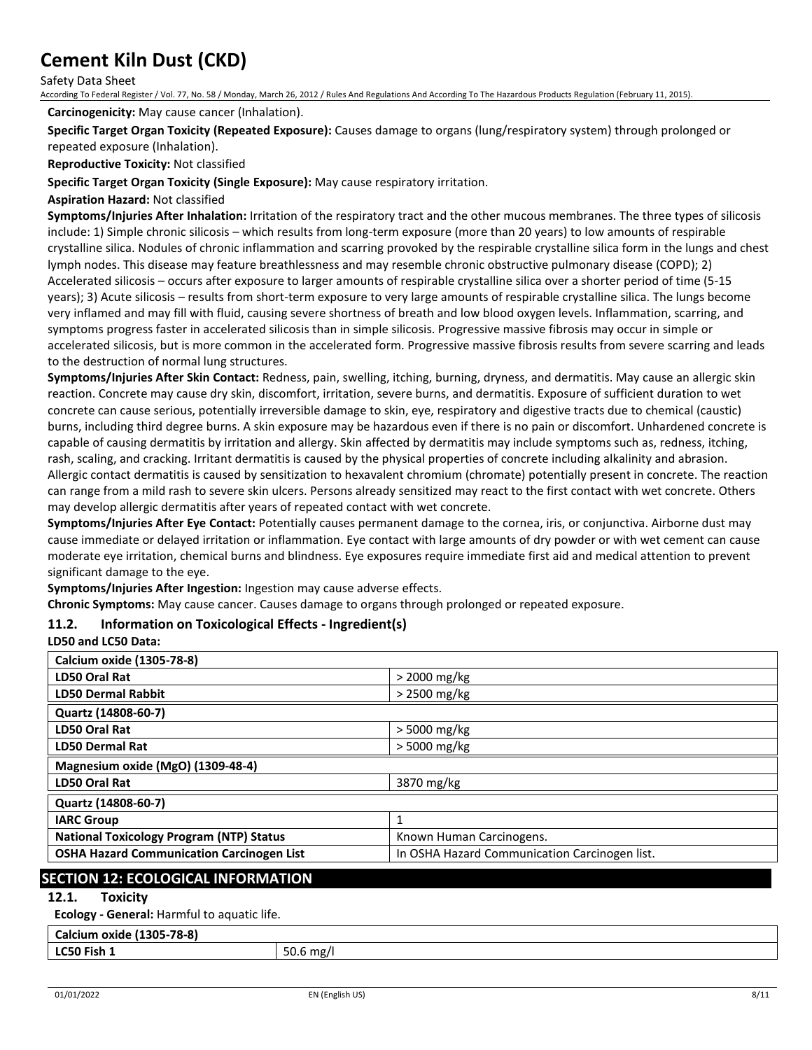**Carcinogenicity:** May cause cancer (Inhalation).

**Specific Target Organ Toxicity (Repeated Exposure):** Causes damage to organs (lung/respiratory system) through prolonged or repeated exposure (Inhalation).

**Reproductive Toxicity:** Not classified

**Specific Target Organ Toxicity (Single Exposure):** May cause respiratory irritation.

**Aspiration Hazard:** Not classified

**Symptoms/Injuries After Inhalation:** Irritation of the respiratory tract and the other mucous membranes. The three types of silicosis include: 1) Simple chronic silicosis – which results from long-term exposure (more than 20 years) to low amounts of respirable crystalline silica. Nodules of chronic inflammation and scarring provoked by the respirable crystalline silica form in the lungs and chest lymph nodes. This disease may feature breathlessness and may resemble chronic obstructive pulmonary disease (COPD); 2) Accelerated silicosis – occurs after exposure to larger amounts of respirable crystalline silica over a shorter period of time (5-15 years); 3) Acute silicosis – results from short-term exposure to very large amounts of respirable crystalline silica. The lungs become very inflamed and may fill with fluid, causing severe shortness of breath and low blood oxygen levels. Inflammation, scarring, and symptoms progress faster in accelerated silicosis than in simple silicosis. Progressive massive fibrosis may occur in simple or accelerated silicosis, but is more common in the accelerated form. Progressive massive fibrosis results from severe scarring and leads to the destruction of normal lung structures.

**Symptoms/Injuries After Skin Contact:** Redness, pain, swelling, itching, burning, dryness, and dermatitis. May cause an allergic skin reaction. Concrete may cause dry skin, discomfort, irritation, severe burns, and dermatitis. Exposure of sufficient duration to wet concrete can cause serious, potentially irreversible damage to skin, eye, respiratory and digestive tracts due to chemical (caustic) burns, including third degree burns. A skin exposure may be hazardous even if there is no pain or discomfort. Unhardened concrete is capable of causing dermatitis by irritation and allergy. Skin affected by dermatitis may include symptoms such as, redness, itching, rash, scaling, and cracking. Irritant dermatitis is caused by the physical properties of concrete including alkalinity and abrasion. Allergic contact dermatitis is caused by sensitization to hexavalent chromium (chromate) potentially present in concrete. The reaction can range from a mild rash to severe skin ulcers. Persons already sensitized may react to the first contact with wet concrete. Others may develop allergic dermatitis after years of repeated contact with wet concrete.

**Symptoms/Injuries After Eye Contact:** Potentially causes permanent damage to the cornea, iris, or conjunctiva. Airborne dust may cause immediate or delayed irritation or inflammation. Eye contact with large amounts of dry powder or with wet cement can cause moderate eye irritation, chemical burns and blindness. Eye exposures require immediate first aid and medical attention to prevent significant damage to the eye.

**Symptoms/Injuries After Ingestion:** Ingestion may cause adverse effects.

**Chronic Symptoms:** May cause cancer. Causes damage to organs through prolonged or repeated exposure.

### 11.2. Information on Toxicological Effects - Ingredient(s)

**LD50 and LC50 Data:**

| **Calcium oxide (1305-78-8)** | |
|---|---|
| **LD50 Oral Rat** | > 2000 mg/kg |
| **LD50 Dermal Rabbit** | > 2500 mg/kg |
| **Quartz (14808-60-7)** | |
| **LD50 Oral Rat** | > 5000 mg/kg |
| **LD50 Dermal Rat** | > 5000 mg/kg |
| **Magnesium oxide (MgO) (1309-48-4)** | |
| **LD50 Oral Rat** | 3870 mg/kg |

| **Quartz (14808-60-7)** | |
|---|---|
| **IARC Group** | 1 |
| **National Toxicology Program (NTP) Status** | Known Human Carcinogens. |
| **OSHA Hazard Communication Carcinogen List** | In OSHA Hazard Communication Carcinogen list. |

## SECTION 12: ECOLOGICAL INFORMATION

### 12.1. Toxicity

**Ecology - General:** Harmful to aquatic life.

| **Calcium oxide (1305-78-8)** | |
|---|---|
| **LC50 Fish 1** | 50.6 mg/l |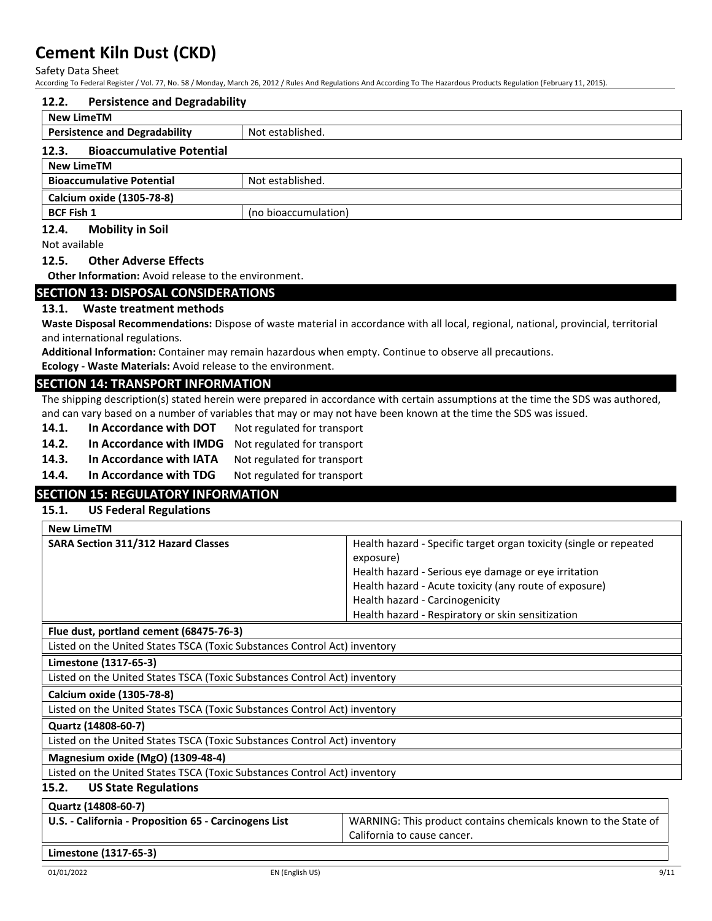### 12.2. Persistence and Degradability

| New LimeTM | |
|---|---|
| **Persistence and Degradability** | Not established. |

### 12.3. Bioaccumulative Potential

| New LimeTM | |
|---|---|
| **Bioaccumulative Potential** | Not established. |
| **Calcium oxide (1305-78-8)** | |
| **BCF Fish 1** | (no bioaccumulation) |

### 12.4. Mobility in Soil

Not available

### 12.5. Other Adverse Effects

**Other Information:** Avoid release to the environment.

## SECTION 13: DISPOSAL CONSIDERATIONS

### 13.1. Waste treatment methods

**Waste Disposal Recommendations:** Dispose of waste material in accordance with all local, regional, national, provincial, territorial and international regulations.

**Additional Information:** Container may remain hazardous when empty. Continue to observe all precautions.

**Ecology - Waste Materials:** Avoid release to the environment.

## SECTION 14: TRANSPORT INFORMATION

The shipping description(s) stated herein were prepared in accordance with certain assumptions at the time the SDS was authored, and can vary based on a number of variables that may or may not have been known at the time the SDS was issued.

**14.1. In Accordance with DOT** Not regulated for transport

**14.2. In Accordance with IMDG** Not regulated for transport

**14.3. In Accordance with IATA** Not regulated for transport

**14.4. In Accordance with TDG** Not regulated for transport

## SECTION 15: REGULATORY INFORMATION

### 15.1. US Federal Regulations

| New LimeTM | |
|---|---|
| **SARA Section 311/312 Hazard Classes** | Health hazard - Specific target organ toxicity (single or repeated exposure)<br>Health hazard - Serious eye damage or eye irritation<br>Health hazard - Acute toxicity (any route of exposure)<br>Health hazard - Carcinogenicity<br>Health hazard - Respiratory or skin sensitization |

| **Flue dust, portland cement (68475-76-3)** |
|---|
| Listed on the United States TSCA (Toxic Substances Control Act) inventory |
| **Limestone (1317-65-3)** |
| Listed on the United States TSCA (Toxic Substances Control Act) inventory |
| **Calcium oxide (1305-78-8)** |
| Listed on the United States TSCA (Toxic Substances Control Act) inventory |
| **Quartz (14808-60-7)** |
| Listed on the United States TSCA (Toxic Substances Control Act) inventory |
| **Magnesium oxide (MgO) (1309-48-4)** |
| Listed on the United States TSCA (Toxic Substances Control Act) inventory |

### 15.2. US State Regulations

| Quartz (14808-60-7) | |
|---|---|
| **U.S. - California - Proposition 65 - Carcinogens List** | WARNING: This product contains chemicals known to the State of California to cause cancer. |
| **Limestone (1317-65-3)** | |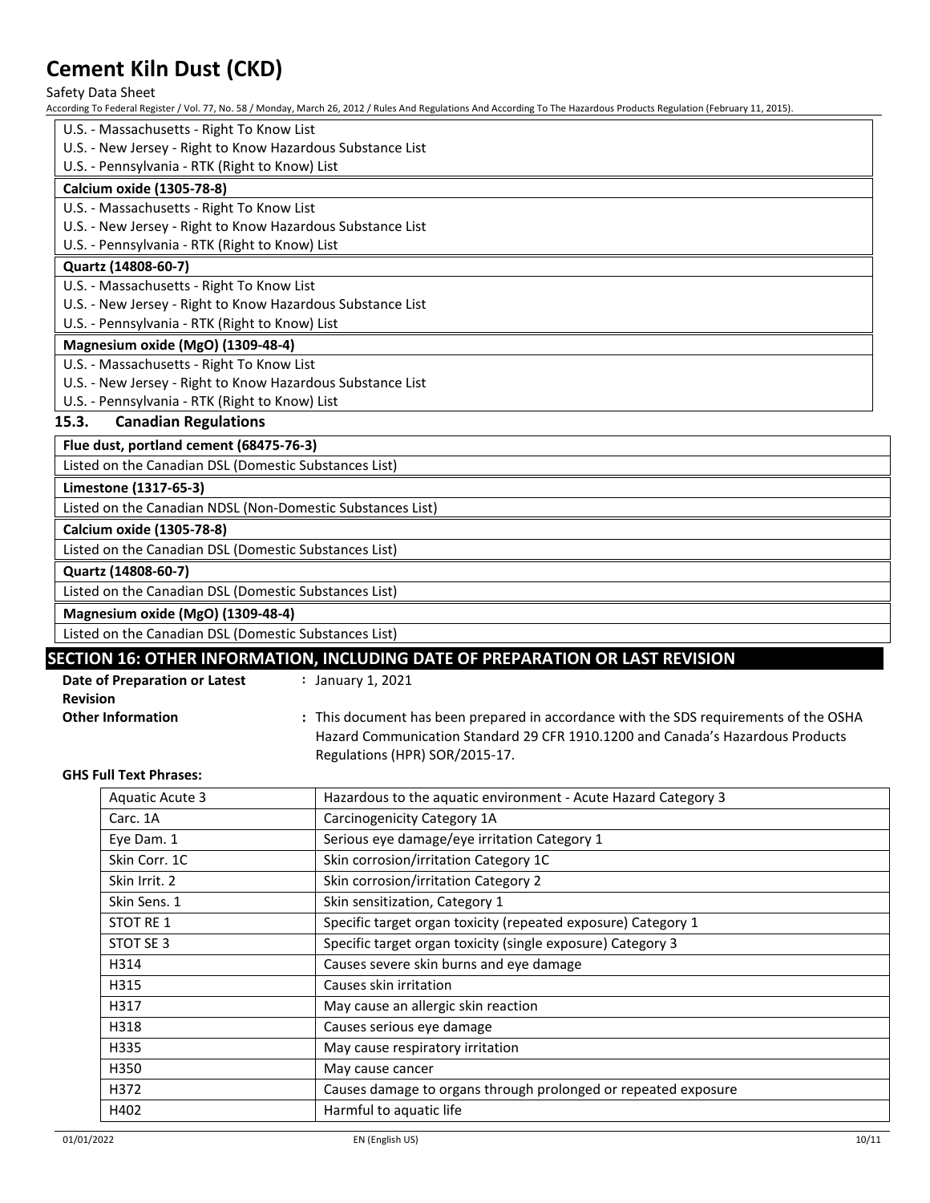| U.S. - Massachusetts - Right To Know List |
|---|
| U.S. - New Jersey - Right to Know Hazardous Substance List |
| U.S. - Pennsylvania - RTK (Right to Know) List |

| **Calcium oxide (1305-78-8)** |
|---|
| U.S. - Massachusetts - Right To Know List |
| U.S. - New Jersey - Right to Know Hazardous Substance List |
| U.S. - Pennsylvania - RTK (Right to Know) List |

| **Quartz (14808-60-7)** |
|---|
| U.S. - Massachusetts - Right To Know List |
| U.S. - New Jersey - Right to Know Hazardous Substance List |
| U.S. - Pennsylvania - RTK (Right to Know) List |

| **Magnesium oxide (MgO) (1309-48-4)** |
|---|
| U.S. - Massachusetts - Right To Know List |
| U.S. - New Jersey - Right to Know Hazardous Substance List |
| U.S. - Pennsylvania - RTK (Right to Know) List |

### 15.3. Canadian Regulations

| **Flue dust, portland cement (68475-76-3)** |
|---|
| Listed on the Canadian DSL (Domestic Substances List) |

| **Limestone (1317-65-3)** |
|---|
| Listed on the Canadian NDSL (Non-Domestic Substances List) |

| **Calcium oxide (1305-78-8)** |
|---|
| Listed on the Canadian DSL (Domestic Substances List) |

| **Quartz (14808-60-7)** |
|---|
| Listed on the Canadian DSL (Domestic Substances List) |

| **Magnesium oxide (MgO) (1309-48-4)** |
|---|
| Listed on the Canadian DSL (Domestic Substances List) |

## SECTION 16: OTHER INFORMATION, INCLUDING DATE OF PREPARATION OR LAST REVISION

**Date of Preparation or Latest Revision** : January 1, 2021

**Other Information** : This document has been prepared in accordance with the SDS requirements of the OSHA Hazard Communication Standard 29 CFR 1910.1200 and Canada's Hazardous Products Regulations (HPR) SOR/2015-17.

**GHS Full Text Phrases:**

| | |
|---|---|
| Aquatic Acute 3 | Hazardous to the aquatic environment - Acute Hazard Category 3 |
| Carc. 1A | Carcinogenicity Category 1A |
| Eye Dam. 1 | Serious eye damage/eye irritation Category 1 |
| Skin Corr. 1C | Skin corrosion/irritation Category 1C |
| Skin Irrit. 2 | Skin corrosion/irritation Category 2 |
| Skin Sens. 1 | Skin sensitization, Category 1 |
| STOT RE 1 | Specific target organ toxicity (repeated exposure) Category 1 |
| STOT SE 3 | Specific target organ toxicity (single exposure) Category 3 |
| H314 | Causes severe skin burns and eye damage |
| H315 | Causes skin irritation |
| H317 | May cause an allergic skin reaction |
| H318 | Causes serious eye damage |
| H335 | May cause respiratory irritation |
| H350 | May cause cancer |
| H372 | Causes damage to organs through prolonged or repeated exposure |
| H402 | Harmful to aquatic life |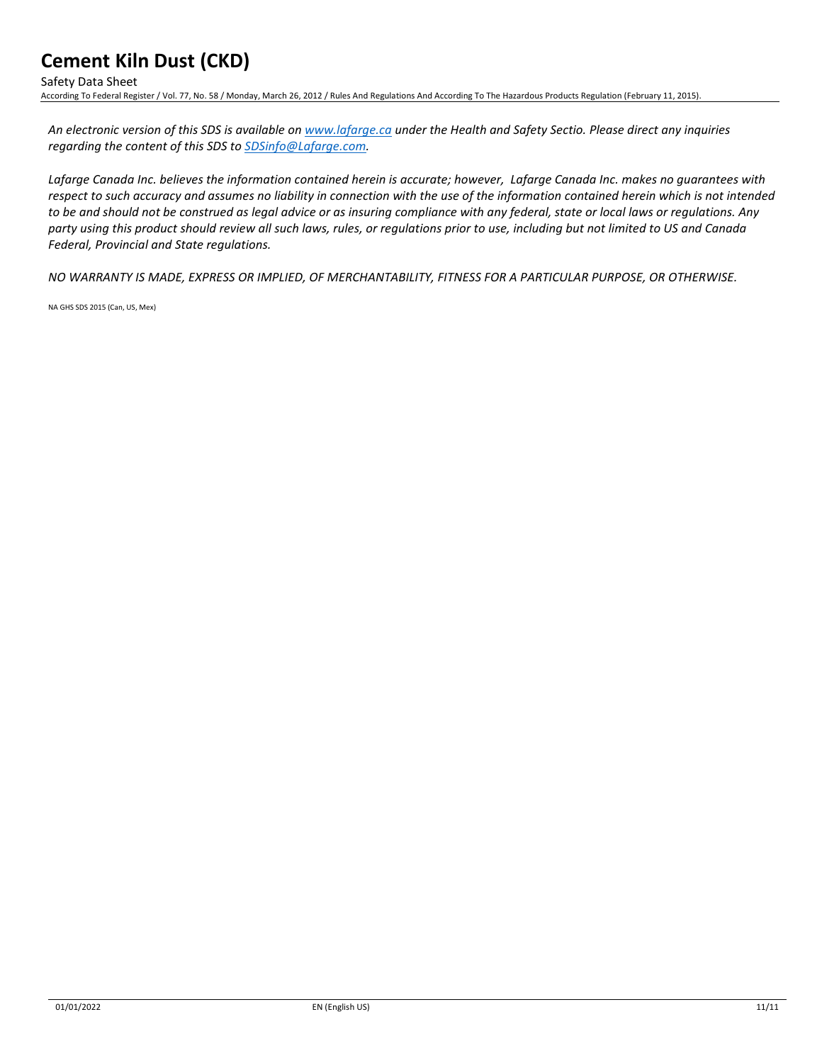*An electronic version of this SDS is available on [www.lafarge.ca](http://www.lafarge.ca) under the Health and Safety Sectio. Please direct any inquiries regarding the content of this SDS to [SDSinfo@Lafarge.com](mailto:SDSinfo@Lafarge.com).*

*Lafarge Canada Inc. believes the information contained herein is accurate; however, Lafarge Canada Inc. makes no guarantees with respect to such accuracy and assumes no liability in connection with the use of the information contained herein which is not intended to be and should not be construed as legal advice or as insuring compliance with any federal, state or local laws or regulations. Any party using this product should review all such laws, rules, or regulations prior to use, including but not limited to US and Canada Federal, Provincial and State regulations.*

*NO WARRANTY IS MADE, EXPRESS OR IMPLIED, OF MERCHANTABILITY, FITNESS FOR A PARTICULAR PURPOSE, OR OTHERWISE.*

NA GHS SDS 2015 (Can, US, Mex)